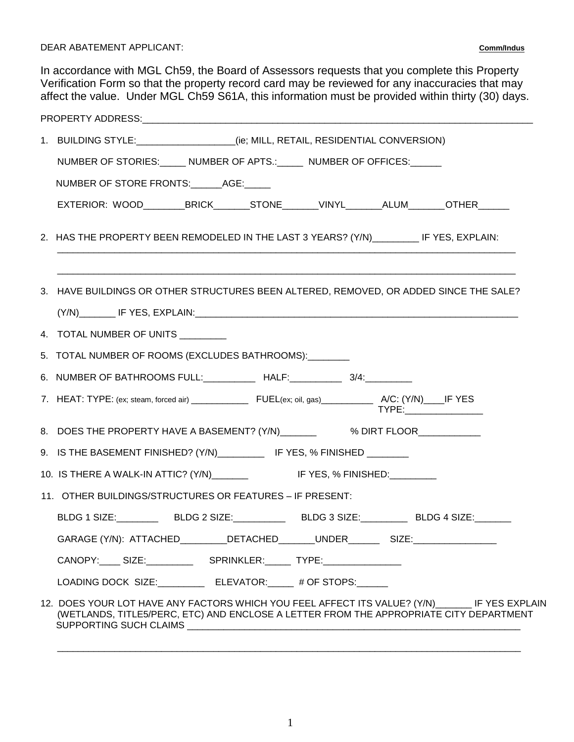DEAR ABATEMENT APPLICANT: **Comm/Indus**

In accordance with MGL Ch59, the Board of Assessors requests that you complete this Property Verification Form so that the property record card may be reviewed for any inaccuracies that may affect the value. Under MGL Ch59 S61A, this information must be provided within thirty (30) days.

PROPERTY ADDRESS:_____________________________________________________________________________

1. BUILDING STYLE:___________________(ie; MILL, RETAIL, RESIDENTIAL CONVERSION)

   NUMBER OF STORIES:_____ NUMBER OF APTS.:_____ NUMBER OF OFFICES:______

   NUMBER OF STORE FRONTS:______AGE:_____

   EXTERIOR: WOOD________BRICK_______STONE_______VINYL_______ALUM_______OTHER______

2. HAS THE PROPERTY BEEN REMODELED IN THE LAST 3 YEARS? (Y/N)_________ IF YES, EXPLAIN:
   ___________________________________________________________________________________________

   ___________________________________________________________________________________________

3. HAVE BUILDINGS OR OTHER STRUCTURES BEEN ALTERED, REMOVED, OR ADDED SINCE THE SALE?

   (Y/N)_______ IF YES, EXPLAIN:_________________________________________________________________

4. TOTAL NUMBER OF UNITS _________

5. TOTAL NUMBER OF ROOMS (EXCLUDES BATHROOMS):________

6. NUMBER OF BATHROOMS FULL:__________ HALF:__________ 3/4:_________

7. HEAT: TYPE: (ex; steam, forced air) ____________ FUEL(ex; oil, gas)__________ A/C: (Y/N)____IF YES TYPE:_______________

8. DOES THE PROPERTY HAVE A BASEMENT? (Y/N)_______ % DIRT FLOOR____________

9. IS THE BASEMENT FINISHED? (Y/N)_________ IF YES, % FINISHED ________

10. IS THERE A WALK-IN ATTIC? (Y/N)_______ IF YES, % FINISHED:_________

11. OTHER BUILDINGS/STRUCTURES OR FEATURES – IF PRESENT:

    BLDG 1 SIZE:________ BLDG 2 SIZE:__________ BLDG 3 SIZE:_________ BLDG 4 SIZE:_______

    GARAGE (Y/N): ATTACHED_________DETACHED_______UNDER______ SIZE:________________

    CANOPY:____ SIZE:_________ SPRINKLER:_____ TYPE:_______________

    LOADING DOCK SIZE:_________ ELEVATOR:_____ # OF STOPS:______

12. DOES YOUR LOT HAVE ANY FACTORS WHICH YOU FEEL AFFECT ITS VALUE? (Y/N)_______ IF YES EXPLAIN (WETLANDS, TITLE5/PERC, ETC) AND ENCLOSE A LETTER FROM THE APPROPRIATE CITY DEPARTMENT SUPPORTING SUCH CLAIMS ___________________________________________________________________

    ___________________________________________________________________________________________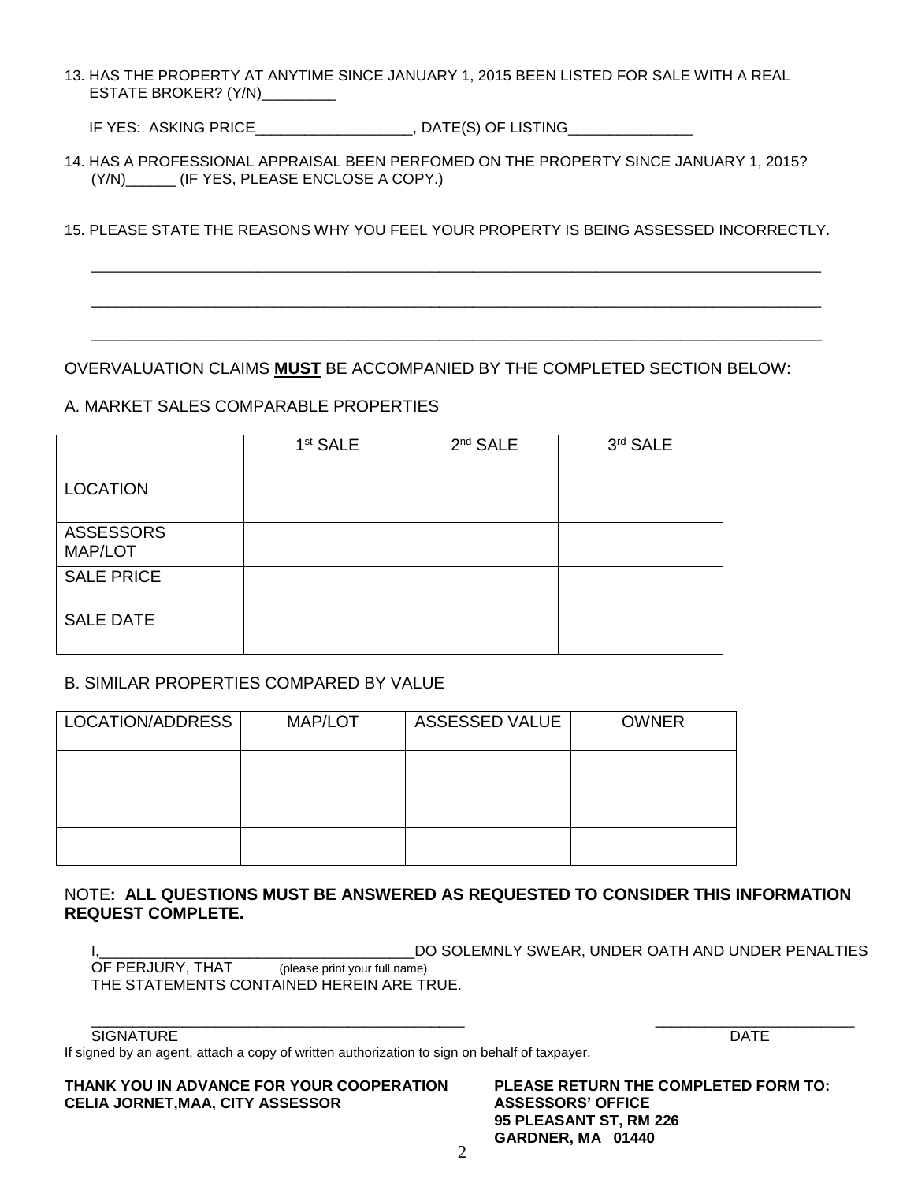13. HAS THE PROPERTY AT ANYTIME SINCE JANUARY 1, 2015 BEEN LISTED FOR SALE WITH A REAL ESTATE BROKER? (Y/N)_________

IF YES: ASKING PRICE___________________, DATE(S) OF LISTING_______________

14. HAS A PROFESSIONAL APPRAISAL BEEN PERFOMED ON THE PROPERTY SINCE JANUARY 1, 2015? (Y/N)______ (IF YES, PLEASE ENCLOSE A COPY.)

15. PLEASE STATE THE REASONS WHY YOU FEEL YOUR PROPERTY IS BEING ASSESSED INCORRECTLY.

_____________________________________________________________________________________

_____________________________________________________________________________________

_____________________________________________________________________________________

OVERVALUATION CLAIMS **MUST** BE ACCOMPANIED BY THE COMPLETED SECTION BELOW:

A. MARKET SALES COMPARABLE PROPERTIES

| | 1st SALE | 2nd SALE | 3rd SALE |
|---|---|---|---|
| LOCATION | | | |
| ASSESSORS MAP/LOT | | | |
| SALE PRICE | | | |
| SALE DATE | | | |

B. SIMILAR PROPERTIES COMPARED BY VALUE

| LOCATION/ADDRESS | MAP/LOT | ASSESSED VALUE | OWNER |
|---|---|---|---|
| | | | |
| | | | |
| | | | |

NOTE**: ALL QUESTIONS MUST BE ANSWERED AS REQUESTED TO CONSIDER THIS INFORMATION REQUEST COMPLETE.**

I,______________________________________DO SOLEMNLY SWEAR, UNDER OATH AND UNDER PENALTIES OF PERJURY, THAT (please print your full name) THE STATEMENTS CONTAINED HEREIN ARE TRUE.

_____________________________________________ ________________________
SIGNATURE DATE

If signed by an agent, attach a copy of written authorization to sign on behalf of taxpayer.

**THANK YOU IN ADVANCE FOR YOUR COOPERATION**
**CELIA JORNET,MAA, CITY ASSESSOR**

**PLEASE RETURN THE COMPLETED FORM TO:**
**ASSESSORS' OFFICE**
**95 PLEASANT ST, RM 226**
**GARDNER, MA 01440**